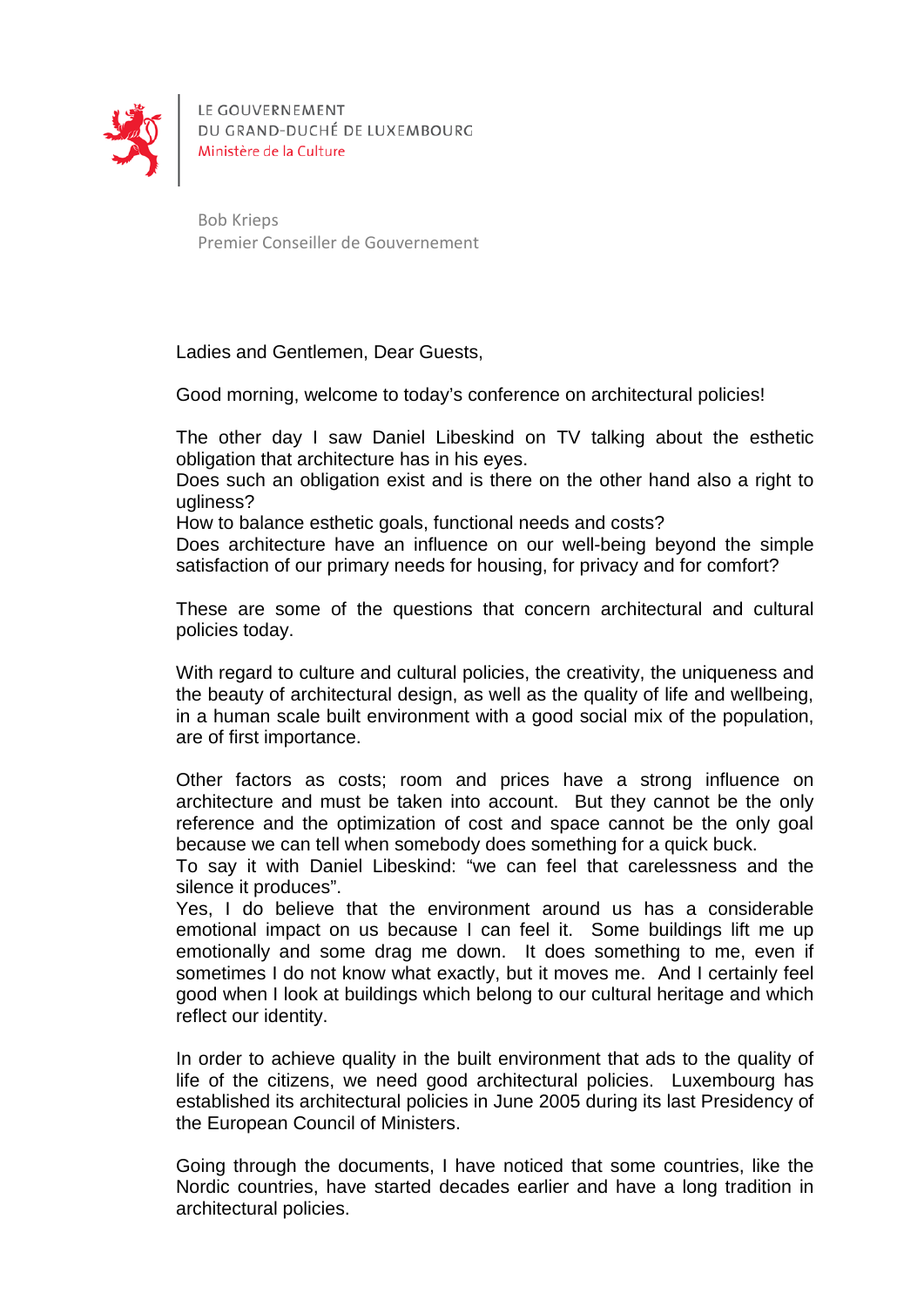LE GOUVERNEMENT
DU GRAND-DUCHÉ DE LUXEMBOURG
Ministère de la Culture

Bob Krieps
Premier Conseiller de Gouvernement

Ladies and Gentlemen, Dear Guests,

Good morning, welcome to today's conference on architectural policies!

The other day I saw Daniel Libeskind on TV talking about the esthetic obligation that architecture has in his eyes.
Does such an obligation exist and is there on the other hand also a right to ugliness?
How to balance esthetic goals, functional needs and costs?
Does architecture have an influence on our well-being beyond the simple satisfaction of our primary needs for housing, for privacy and for comfort?

These are some of the questions that concern architectural and cultural policies today.

With regard to culture and cultural policies, the creativity, the uniqueness and the beauty of architectural design, as well as the quality of life and wellbeing, in a human scale built environment with a good social mix of the population, are of first importance.

Other factors as costs; room and prices have a strong influence on architecture and must be taken into account. But they cannot be the only reference and the optimization of cost and space cannot be the only goal because we can tell when somebody does something for a quick buck.
To say it with Daniel Libeskind: "we can feel that carelessness and the silence it produces".
Yes, I do believe that the environment around us has a considerable emotional impact on us because I can feel it. Some buildings lift me up emotionally and some drag me down. It does something to me, even if sometimes I do not know what exactly, but it moves me. And I certainly feel good when I look at buildings which belong to our cultural heritage and which reflect our identity.

In order to achieve quality in the built environment that ads to the quality of life of the citizens, we need good architectural policies. Luxembourg has established its architectural policies in June 2005 during its last Presidency of the European Council of Ministers.

Going through the documents, I have noticed that some countries, like the Nordic countries, have started decades earlier and have a long tradition in architectural policies.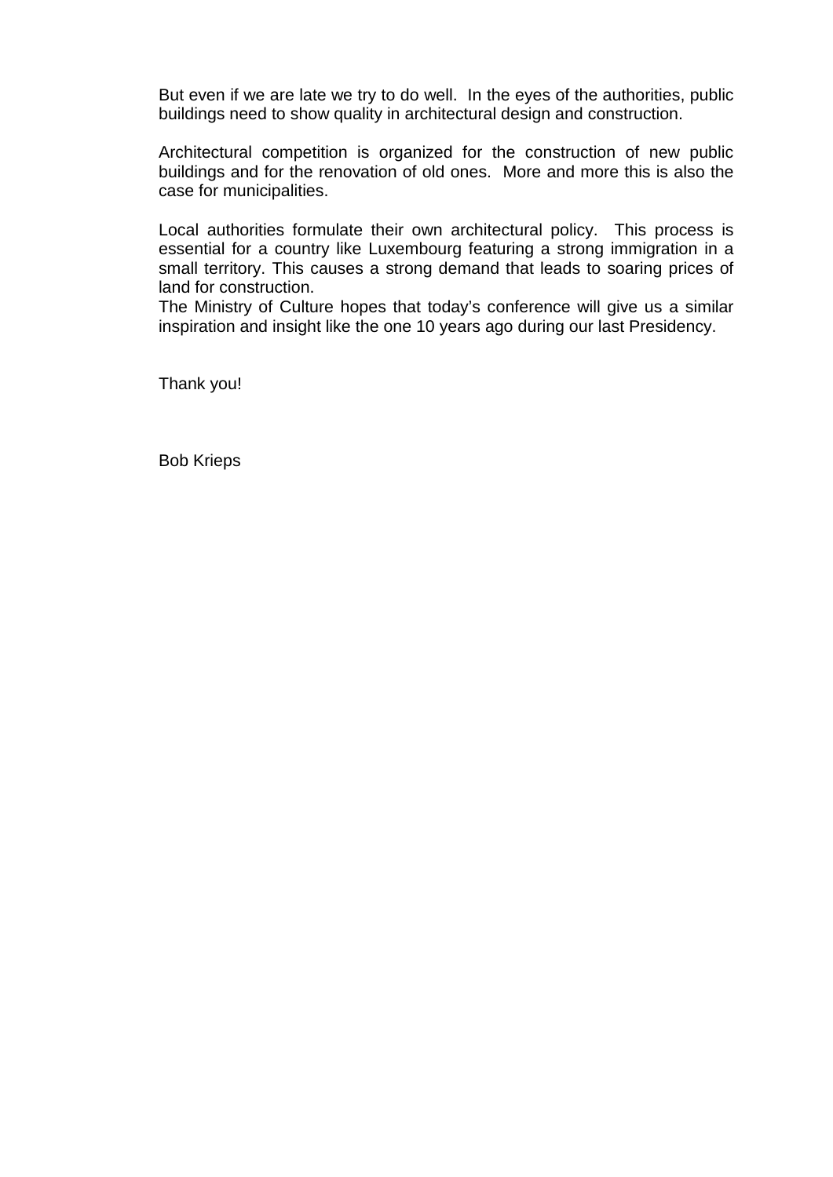But even if we are late we try to do well.  In the eyes of the authorities, public buildings need to show quality in architectural design and construction.

Architectural competition is organized for the construction of new public buildings and for the renovation of old ones.  More and more this is also the case for municipalities.

Local authorities formulate their own architectural policy.  This process is essential for a country like Luxembourg featuring a strong immigration in a small territory. This causes a strong demand that leads to soaring prices of land for construction.
The Ministry of Culture hopes that today's conference will give us a similar inspiration and insight like the one 10 years ago during our last Presidency.

Thank you!

Bob Krieps